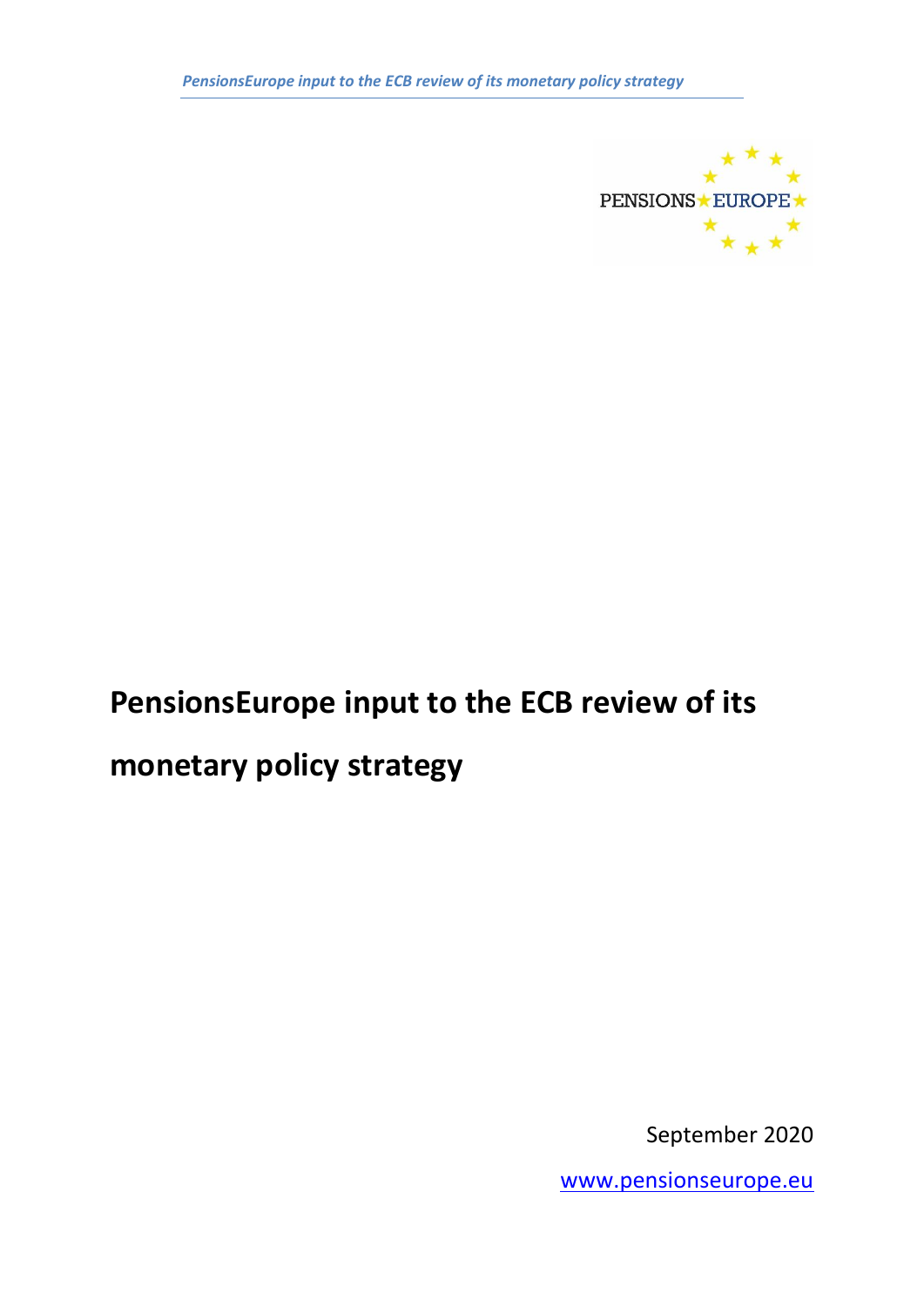PENSIONS EUROPE

# PensionsEurope input to the ECB review of its monetary policy strategy

September 2020

www.pensionseurope.eu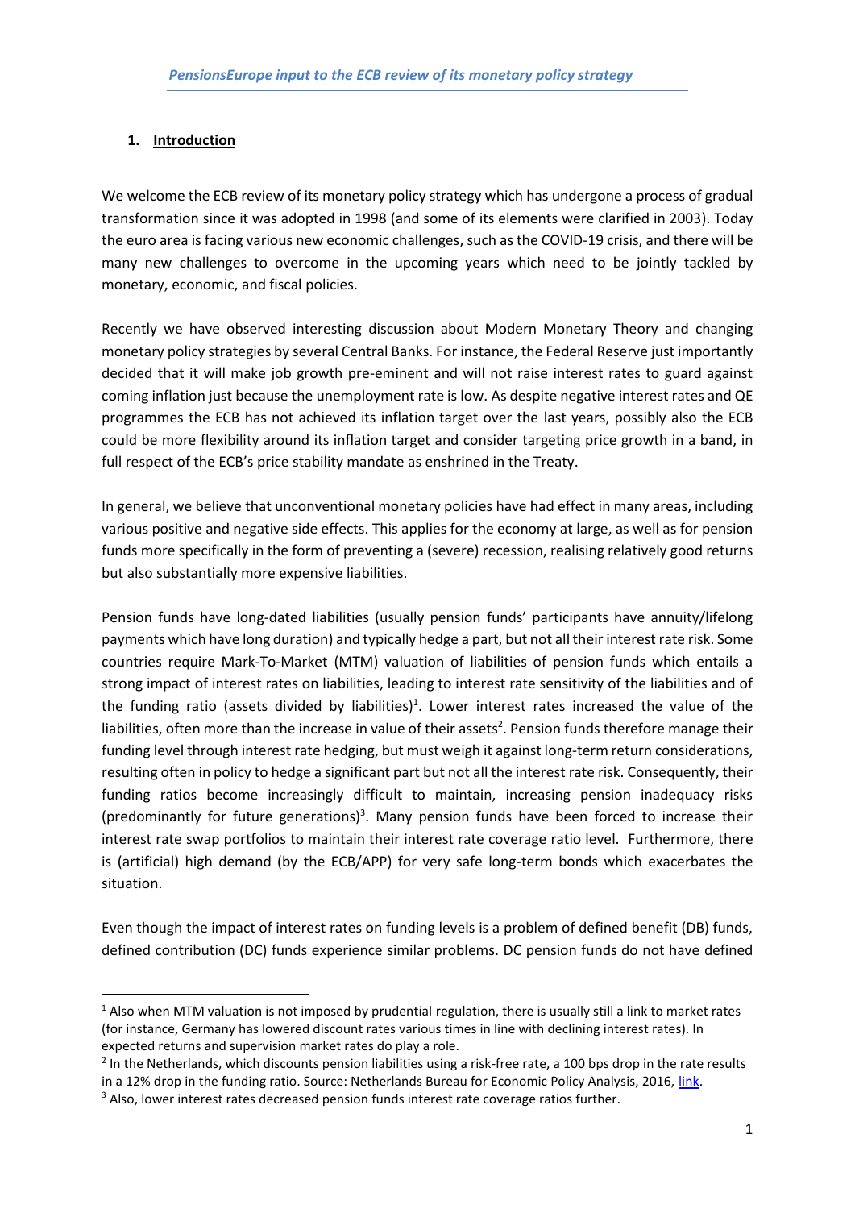*PensionsEurope input to the ECB review of its monetary policy strategy*

## 1. Introduction

We welcome the ECB review of its monetary policy strategy which has undergone a process of gradual transformation since it was adopted in 1998 (and some of its elements were clarified in 2003). Today the euro area is facing various new economic challenges, such as the COVID-19 crisis, and there will be many new challenges to overcome in the upcoming years which need to be jointly tackled by monetary, economic, and fiscal policies.

Recently we have observed interesting discussion about Modern Monetary Theory and changing monetary policy strategies by several Central Banks. For instance, the Federal Reserve just importantly decided that it will make job growth pre-eminent and will not raise interest rates to guard against coming inflation just because the unemployment rate is low. As despite negative interest rates and QE programmes the ECB has not achieved its inflation target over the last years, possibly also the ECB could be more flexibility around its inflation target and consider targeting price growth in a band, in full respect of the ECB's price stability mandate as enshrined in the Treaty.

In general, we believe that unconventional monetary policies have had effect in many areas, including various positive and negative side effects. This applies for the economy at large, as well as for pension funds more specifically in the form of preventing a (severe) recession, realising relatively good returns but also substantially more expensive liabilities.

Pension funds have long-dated liabilities (usually pension funds' participants have annuity/lifelong payments which have long duration) and typically hedge a part, but not all their interest rate risk. Some countries require Mark-To-Market (MTM) valuation of liabilities of pension funds which entails a strong impact of interest rates on liabilities, leading to interest rate sensitivity of the liabilities and of the funding ratio (assets divided by liabilities)[1]. Lower interest rates increased the value of the liabilities, often more than the increase in value of their assets[2]. Pension funds therefore manage their funding level through interest rate hedging, but must weigh it against long-term return considerations, resulting often in policy to hedge a significant part but not all the interest rate risk. Consequently, their funding ratios become increasingly difficult to maintain, increasing pension inadequacy risks (predominantly for future generations)[3]. Many pension funds have been forced to increase their interest rate swap portfolios to maintain their interest rate coverage ratio level. Furthermore, there is (artificial) high demand (by the ECB/APP) for very safe long-term bonds which exacerbates the situation.

Even though the impact of interest rates on funding levels is a problem of defined benefit (DB) funds, defined contribution (DC) funds experience similar problems. DC pension funds do not have defined

---

[1] Also when MTM valuation is not imposed by prudential regulation, there is usually still a link to market rates (for instance, Germany has lowered discount rates various times in line with declining interest rates). In expected returns and supervision market rates do play a role.

[2] In the Netherlands, which discounts pension liabilities using a risk-free rate, a 100 bps drop in the rate results in a 12% drop in the funding ratio. Source: Netherlands Bureau for Economic Policy Analysis, 2016, link.

[3] Also, lower interest rates decreased pension funds interest rate coverage ratios further.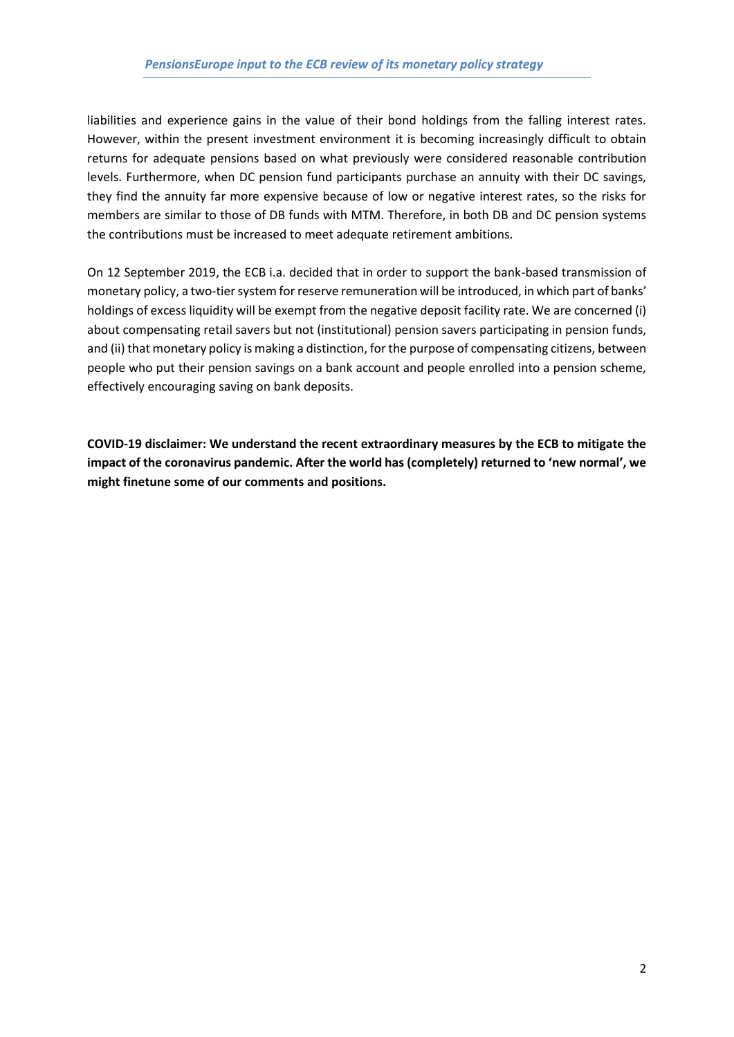liabilities and experience gains in the value of their bond holdings from the falling interest rates. However, within the present investment environment it is becoming increasingly difficult to obtain returns for adequate pensions based on what previously were considered reasonable contribution levels. Furthermore, when DC pension fund participants purchase an annuity with their DC savings, they find the annuity far more expensive because of low or negative interest rates, so the risks for members are similar to those of DB funds with MTM. Therefore, in both DB and DC pension systems the contributions must be increased to meet adequate retirement ambitions.

On 12 September 2019, the ECB i.a. decided that in order to support the bank-based transmission of monetary policy, a two-tier system for reserve remuneration will be introduced, in which part of banks' holdings of excess liquidity will be exempt from the negative deposit facility rate. We are concerned (i) about compensating retail savers but not (institutional) pension savers participating in pension funds, and (ii) that monetary policy is making a distinction, for the purpose of compensating citizens, between people who put their pension savings on a bank account and people enrolled into a pension scheme, effectively encouraging saving on bank deposits.

**COVID-19 disclaimer: We understand the recent extraordinary measures by the ECB to mitigate the impact of the coronavirus pandemic. After the world has (completely) returned to 'new normal', we might finetune some of our comments and positions.**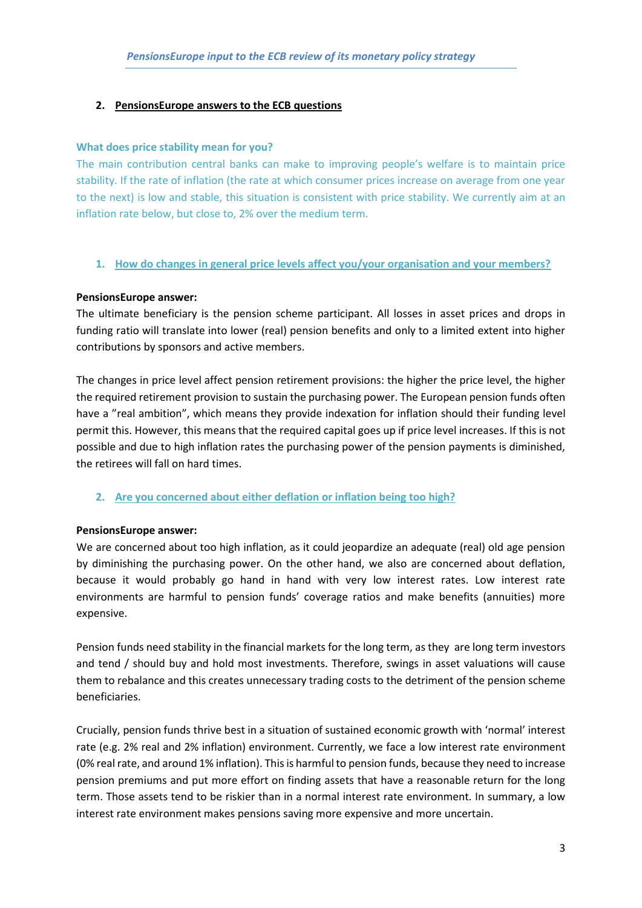## 2. PensionsEurope answers to the ECB questions

**What does price stability mean for you?**

The main contribution central banks can make to improving people's welfare is to maintain price stability. If the rate of inflation (the rate at which consumer prices increase on average from one year to the next) is low and stable, this situation is consistent with price stability. We currently aim at an inflation rate below, but close to, 2% over the medium term.

### 1. How do changes in general price levels affect you/your organisation and your members?

**PensionsEurope answer:**

The ultimate beneficiary is the pension scheme participant. All losses in asset prices and drops in funding ratio will translate into lower (real) pension benefits and only to a limited extent into higher contributions by sponsors and active members.

The changes in price level affect pension retirement provisions: the higher the price level, the higher the required retirement provision to sustain the purchasing power. The European pension funds often have a "real ambition", which means they provide indexation for inflation should their funding level permit this. However, this means that the required capital goes up if price level increases. If this is not possible and due to high inflation rates the purchasing power of the pension payments is diminished, the retirees will fall on hard times.

### 2. Are you concerned about either deflation or inflation being too high?

**PensionsEurope answer:**

We are concerned about too high inflation, as it could jeopardize an adequate (real) old age pension by diminishing the purchasing power. On the other hand, we also are concerned about deflation, because it would probably go hand in hand with very low interest rates. Low interest rate environments are harmful to pension funds' coverage ratios and make benefits (annuities) more expensive.

Pension funds need stability in the financial markets for the long term, as they are long term investors and tend / should buy and hold most investments. Therefore, swings in asset valuations will cause them to rebalance and this creates unnecessary trading costs to the detriment of the pension scheme beneficiaries.

Crucially, pension funds thrive best in a situation of sustained economic growth with 'normal' interest rate (e.g. 2% real and 2% inflation) environment. Currently, we face a low interest rate environment (0% real rate, and around 1% inflation). This is harmful to pension funds, because they need to increase pension premiums and put more effort on finding assets that have a reasonable return for the long term. Those assets tend to be riskier than in a normal interest rate environment. In summary, a low interest rate environment makes pensions saving more expensive and more uncertain.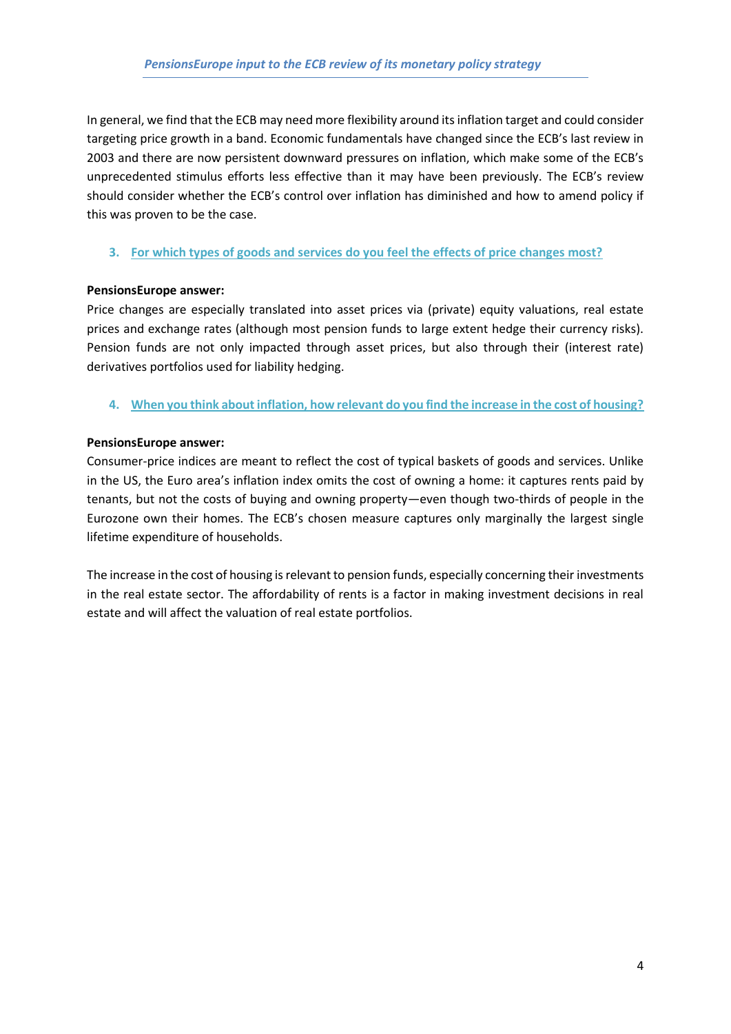In general, we find that the ECB may need more flexibility around its inflation target and could consider targeting price growth in a band. Economic fundamentals have changed since the ECB's last review in 2003 and there are now persistent downward pressures on inflation, which make some of the ECB's unprecedented stimulus efforts less effective than it may have been previously. The ECB's review should consider whether the ECB's control over inflation has diminished and how to amend policy if this was proven to be the case.

### 3. For which types of goods and services do you feel the effects of price changes most?

**PensionsEurope answer:**

Price changes are especially translated into asset prices via (private) equity valuations, real estate prices and exchange rates (although most pension funds to large extent hedge their currency risks). Pension funds are not only impacted through asset prices, but also through their (interest rate) derivatives portfolios used for liability hedging.

### 4. When you think about inflation, how relevant do you find the increase in the cost of housing?

**PensionsEurope answer:**

Consumer-price indices are meant to reflect the cost of typical baskets of goods and services. Unlike in the US, the Euro area's inflation index omits the cost of owning a home: it captures rents paid by tenants, but not the costs of buying and owning property—even though two-thirds of people in the Eurozone own their homes. The ECB's chosen measure captures only marginally the largest single lifetime expenditure of households.

The increase in the cost of housing is relevant to pension funds, especially concerning their investments in the real estate sector. The affordability of rents is a factor in making investment decisions in real estate and will affect the valuation of real estate portfolios.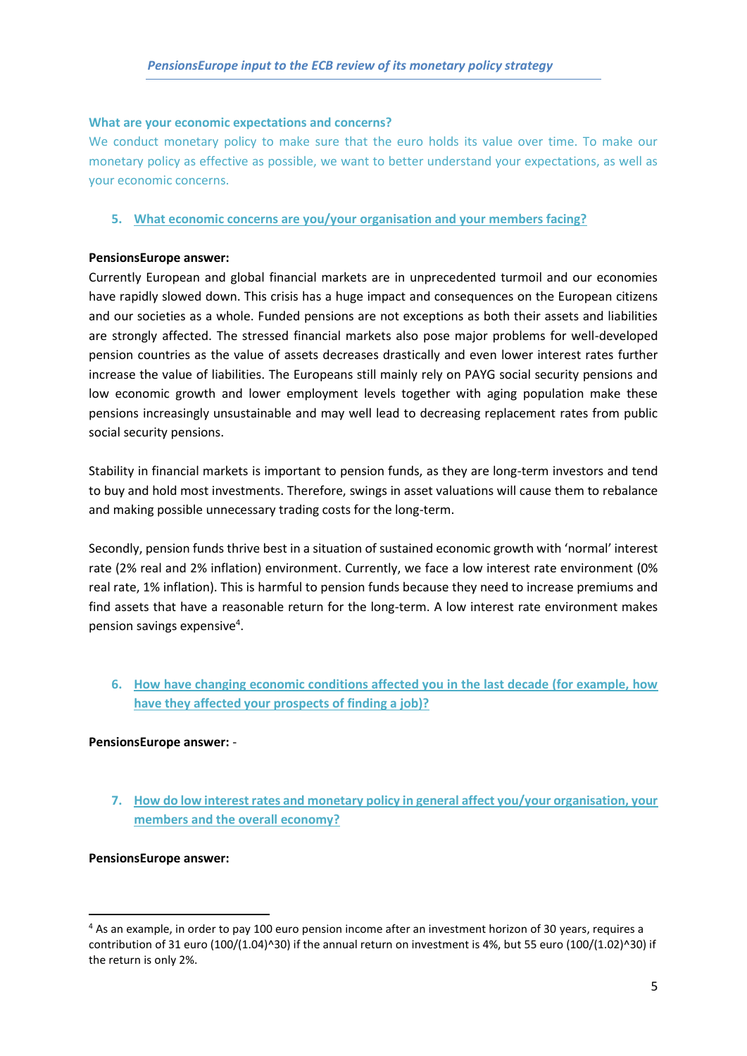### What are your economic expectations and concerns?

We conduct monetary policy to make sure that the euro holds its value over time. To make our monetary policy as effective as possible, we want to better understand your expectations, as well as your economic concerns.

5. **What economic concerns are you/your organisation and your members facing?**

**PensionsEurope answer:**

Currently European and global financial markets are in unprecedented turmoil and our economies have rapidly slowed down. This crisis has a huge impact and consequences on the European citizens and our societies as a whole. Funded pensions are not exceptions as both their assets and liabilities are strongly affected. The stressed financial markets also pose major problems for well-developed pension countries as the value of assets decreases drastically and even lower interest rates further increase the value of liabilities. The Europeans still mainly rely on PAYG social security pensions and low economic growth and lower employment levels together with aging population make these pensions increasingly unsustainable and may well lead to decreasing replacement rates from public social security pensions.

Stability in financial markets is important to pension funds, as they are long-term investors and tend to buy and hold most investments. Therefore, swings in asset valuations will cause them to rebalance and making possible unnecessary trading costs for the long-term.

Secondly, pension funds thrive best in a situation of sustained economic growth with 'normal' interest rate (2% real and 2% inflation) environment. Currently, we face a low interest rate environment (0% real rate, 1% inflation). This is harmful to pension funds because they need to increase premiums and find assets that have a reasonable return for the long-term. A low interest rate environment makes pension savings expensive[4].

6. **How have changing economic conditions affected you in the last decade (for example, how have they affected your prospects of finding a job)?**

**PensionsEurope answer:** -

7. **How do low interest rates and monetary policy in general affect you/your organisation, your members and the overall economy?**

**PensionsEurope answer:**

[4] As an example, in order to pay 100 euro pension income after an investment horizon of 30 years, requires a contribution of 31 euro (100/(1.04)^30) if the annual return on investment is 4%, but 55 euro (100/(1.02)^30) if the return is only 2%.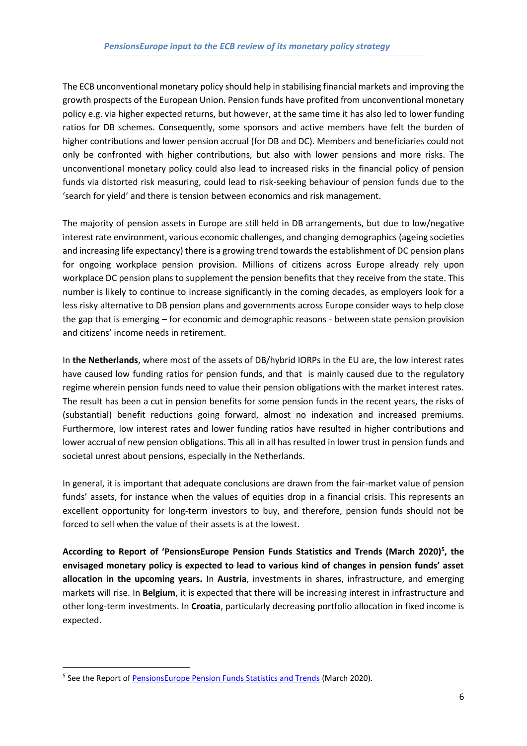The ECB unconventional monetary policy should help in stabilising financial markets and improving the growth prospects of the European Union. Pension funds have profited from unconventional monetary policy e.g. via higher expected returns, but however, at the same time it has also led to lower funding ratios for DB schemes. Consequently, some sponsors and active members have felt the burden of higher contributions and lower pension accrual (for DB and DC). Members and beneficiaries could not only be confronted with higher contributions, but also with lower pensions and more risks. The unconventional monetary policy could also lead to increased risks in the financial policy of pension funds via distorted risk measuring, could lead to risk-seeking behaviour of pension funds due to the 'search for yield' and there is tension between economics and risk management.

The majority of pension assets in Europe are still held in DB arrangements, but due to low/negative interest rate environment, various economic challenges, and changing demographics (ageing societies and increasing life expectancy) there is a growing trend towards the establishment of DC pension plans for ongoing workplace pension provision. Millions of citizens across Europe already rely upon workplace DC pension plans to supplement the pension benefits that they receive from the state. This number is likely to continue to increase significantly in the coming decades, as employers look for a less risky alternative to DB pension plans and governments across Europe consider ways to help close the gap that is emerging – for economic and demographic reasons - between state pension provision and citizens' income needs in retirement.

In **the Netherlands**, where most of the assets of DB/hybrid IORPs in the EU are, the low interest rates have caused low funding ratios for pension funds, and that is mainly caused due to the regulatory regime wherein pension funds need to value their pension obligations with the market interest rates. The result has been a cut in pension benefits for some pension funds in the recent years, the risks of (substantial) benefit reductions going forward, almost no indexation and increased premiums. Furthermore, low interest rates and lower funding ratios have resulted in higher contributions and lower accrual of new pension obligations. This all in all has resulted in lower trust in pension funds and societal unrest about pensions, especially in the Netherlands.

In general, it is important that adequate conclusions are drawn from the fair-market value of pension funds' assets, for instance when the values of equities drop in a financial crisis. This represents an excellent opportunity for long-term investors to buy, and therefore, pension funds should not be forced to sell when the value of their assets is at the lowest.

**According to Report of 'PensionsEurope Pension Funds Statistics and Trends (March 2020)[5], the envisaged monetary policy is expected to lead to various kind of changes in pension funds' asset allocation in the upcoming years.** In **Austria**, investments in shares, infrastructure, and emerging markets will rise. In **Belgium**, it is expected that there will be increasing interest in infrastructure and other long-term investments. In **Croatia**, particularly decreasing portfolio allocation in fixed income is expected.

[5] See the Report of PensionsEurope Pension Funds Statistics and Trends (March 2020).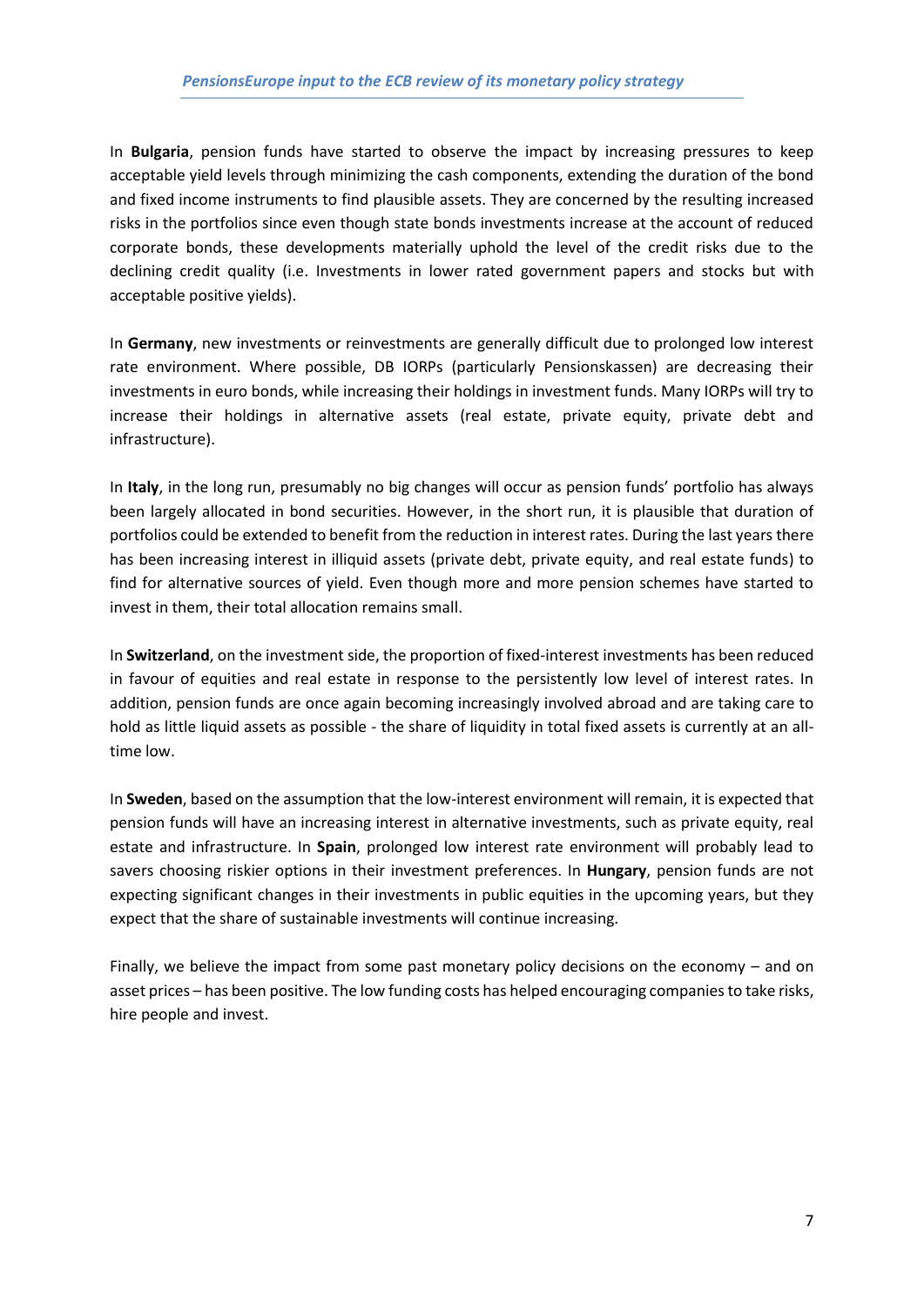In **Bulgaria**, pension funds have started to observe the impact by increasing pressures to keep acceptable yield levels through minimizing the cash components, extending the duration of the bond and fixed income instruments to find plausible assets. They are concerned by the resulting increased risks in the portfolios since even though state bonds investments increase at the account of reduced corporate bonds, these developments materially uphold the level of the credit risks due to the declining credit quality (i.e. Investments in lower rated government papers and stocks but with acceptable positive yields).

In **Germany**, new investments or reinvestments are generally difficult due to prolonged low interest rate environment. Where possible, DB IORPs (particularly Pensionskassen) are decreasing their investments in euro bonds, while increasing their holdings in investment funds. Many IORPs will try to increase their holdings in alternative assets (real estate, private equity, private debt and infrastructure).

In **Italy**, in the long run, presumably no big changes will occur as pension funds' portfolio has always been largely allocated in bond securities. However, in the short run, it is plausible that duration of portfolios could be extended to benefit from the reduction in interest rates. During the last years there has been increasing interest in illiquid assets (private debt, private equity, and real estate funds) to find for alternative sources of yield. Even though more and more pension schemes have started to invest in them, their total allocation remains small.

In **Switzerland**, on the investment side, the proportion of fixed-interest investments has been reduced in favour of equities and real estate in response to the persistently low level of interest rates. In addition, pension funds are once again becoming increasingly involved abroad and are taking care to hold as little liquid assets as possible - the share of liquidity in total fixed assets is currently at an all-time low.

In **Sweden**, based on the assumption that the low-interest environment will remain, it is expected that pension funds will have an increasing interest in alternative investments, such as private equity, real estate and infrastructure. In **Spain**, prolonged low interest rate environment will probably lead to savers choosing riskier options in their investment preferences. In **Hungary**, pension funds are not expecting significant changes in their investments in public equities in the upcoming years, but they expect that the share of sustainable investments will continue increasing.

Finally, we believe the impact from some past monetary policy decisions on the economy – and on asset prices – has been positive. The low funding costs has helped encouraging companies to take risks, hire people and invest.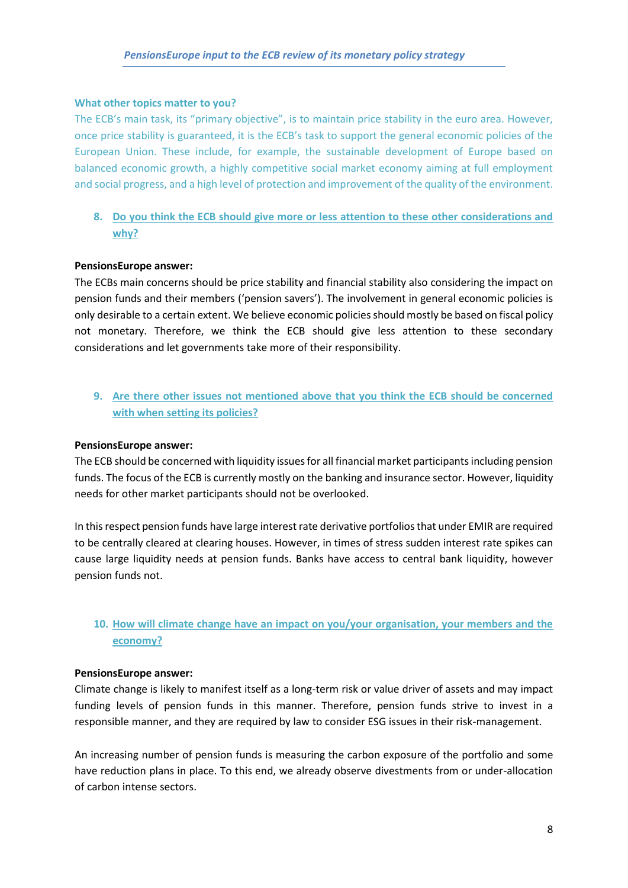### What other topics matter to you?

The ECB's main task, its "primary objective", is to maintain price stability in the euro area. However, once price stability is guaranteed, it is the ECB's task to support the general economic policies of the European Union. These include, for example, the sustainable development of Europe based on balanced economic growth, a highly competitive social market economy aiming at full employment and social progress, and a high level of protection and improvement of the quality of the environment.

8. **Do you think the ECB should give more or less attention to these other considerations and why?**

**PensionsEurope answer:**

The ECBs main concerns should be price stability and financial stability also considering the impact on pension funds and their members ('pension savers'). The involvement in general economic policies is only desirable to a certain extent. We believe economic policies should mostly be based on fiscal policy not monetary. Therefore, we think the ECB should give less attention to these secondary considerations and let governments take more of their responsibility.

9. **Are there other issues not mentioned above that you think the ECB should be concerned with when setting its policies?**

**PensionsEurope answer:**

The ECB should be concerned with liquidity issues for all financial market participants including pension funds. The focus of the ECB is currently mostly on the banking and insurance sector. However, liquidity needs for other market participants should not be overlooked.

In this respect pension funds have large interest rate derivative portfolios that under EMIR are required to be centrally cleared at clearing houses. However, in times of stress sudden interest rate spikes can cause large liquidity needs at pension funds. Banks have access to central bank liquidity, however pension funds not.

10. **How will climate change have an impact on you/your organisation, your members and the economy?**

**PensionsEurope answer:**

Climate change is likely to manifest itself as a long-term risk or value driver of assets and may impact funding levels of pension funds in this manner. Therefore, pension funds strive to invest in a responsible manner, and they are required by law to consider ESG issues in their risk-management.

An increasing number of pension funds is measuring the carbon exposure of the portfolio and some have reduction plans in place. To this end, we already observe divestments from or under-allocation of carbon intense sectors.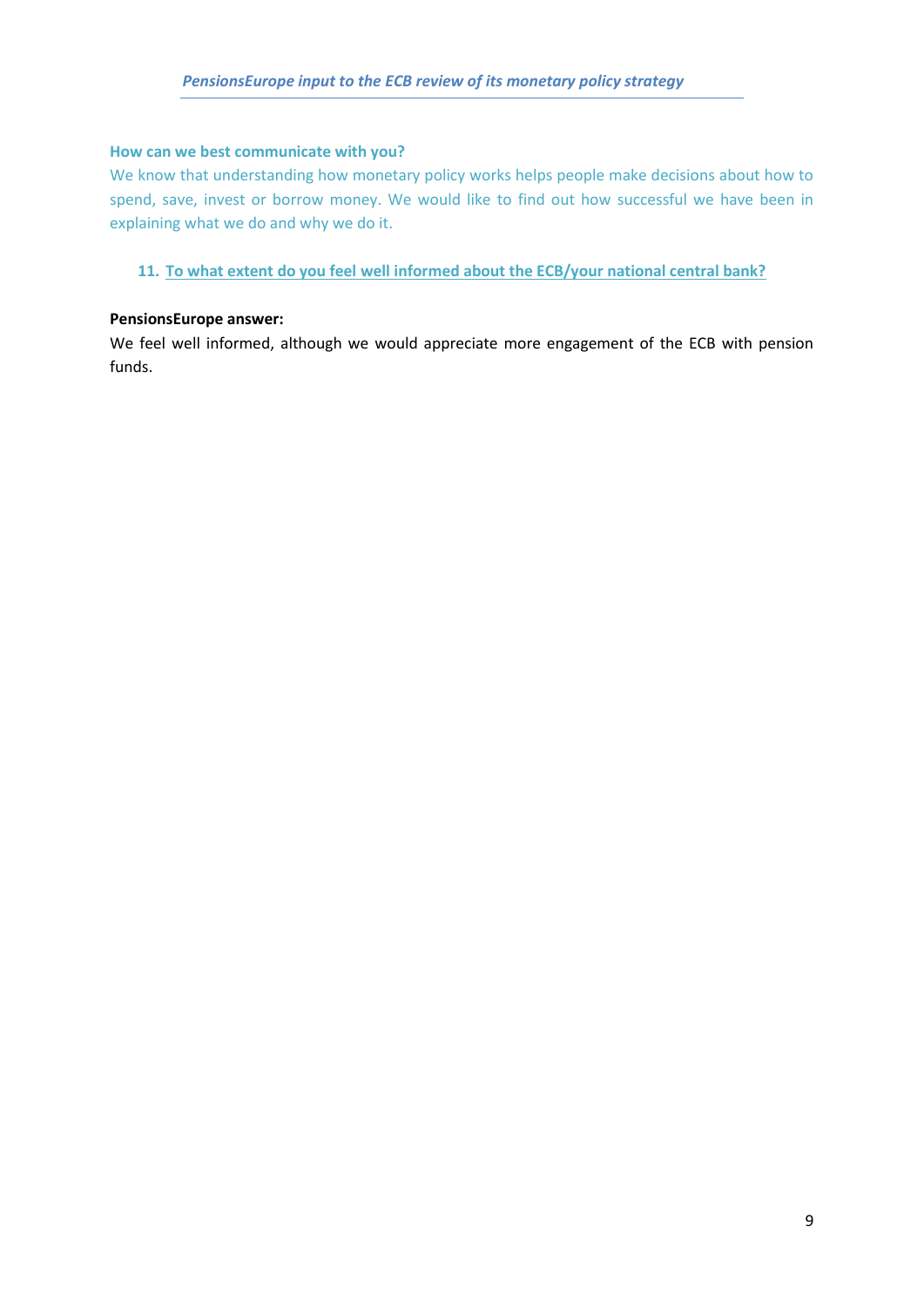### How can we best communicate with you?

We know that understanding how monetary policy works helps people make decisions about how to spend, save, invest or borrow money. We would like to find out how successful we have been in explaining what we do and why we do it.

11. **To what extent do you feel well informed about the ECB/your national central bank?**

**PensionsEurope answer:**

We feel well informed, although we would appreciate more engagement of the ECB with pension funds.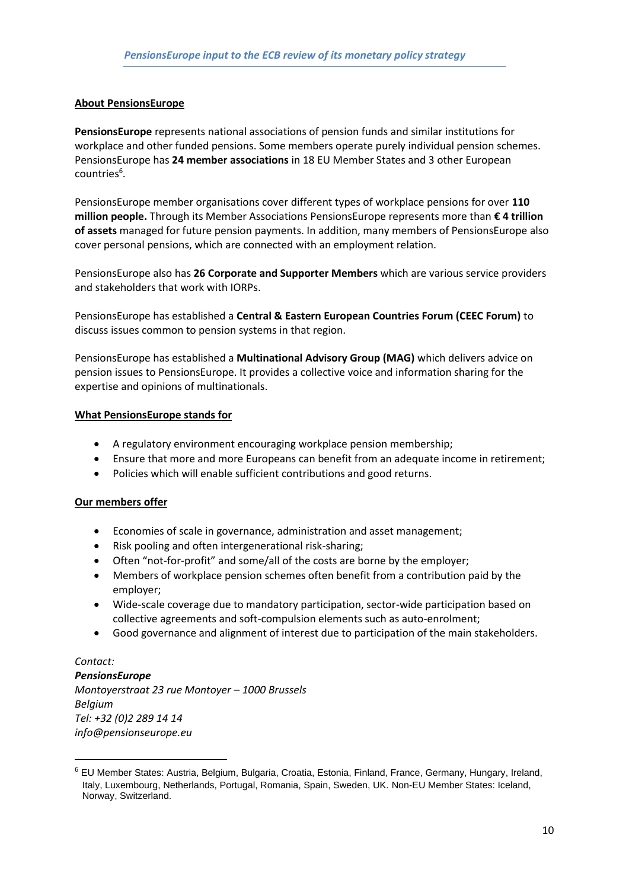**About PensionsEurope**

**PensionsEurope** represents national associations of pension funds and similar institutions for workplace and other funded pensions. Some members operate purely individual pension schemes. PensionsEurope has **24 member associations** in 18 EU Member States and 3 other European countries[6].

PensionsEurope member organisations cover different types of workplace pensions for over **110 million people.** Through its Member Associations PensionsEurope represents more than **€ 4 trillion of assets** managed for future pension payments. In addition, many members of PensionsEurope also cover personal pensions, which are connected with an employment relation.

PensionsEurope also has **26 Corporate and Supporter Members** which are various service providers and stakeholders that work with IORPs.

PensionsEurope has established a **Central & Eastern European Countries Forum (CEEC Forum)** to discuss issues common to pension systems in that region.

PensionsEurope has established a **Multinational Advisory Group (MAG)** which delivers advice on pension issues to PensionsEurope. It provides a collective voice and information sharing for the expertise and opinions of multinationals.

**What PensionsEurope stands for**

- A regulatory environment encouraging workplace pension membership;
- Ensure that more and more Europeans can benefit from an adequate income in retirement;
- Policies which will enable sufficient contributions and good returns.

**Our members offer**

- Economies of scale in governance, administration and asset management;
- Risk pooling and often intergenerational risk-sharing;
- Often "not-for-profit" and some/all of the costs are borne by the employer;
- Members of workplace pension schemes often benefit from a contribution paid by the employer;
- Wide-scale coverage due to mandatory participation, sector-wide participation based on collective agreements and soft-compulsion elements such as auto-enrolment;
- Good governance and alignment of interest due to participation of the main stakeholders.

*Contact:*
***PensionsEurope***
*Montoyerstraat 23 rue Montoyer – 1000 Brussels*
*Belgium*
*Tel: +32 (0)2 289 14 14*
*info@pensionseurope.eu*

[6] EU Member States: Austria, Belgium, Bulgaria, Croatia, Estonia, Finland, France, Germany, Hungary, Ireland, Italy, Luxembourg, Netherlands, Portugal, Romania, Spain, Sweden, UK. Non-EU Member States: Iceland, Norway, Switzerland.